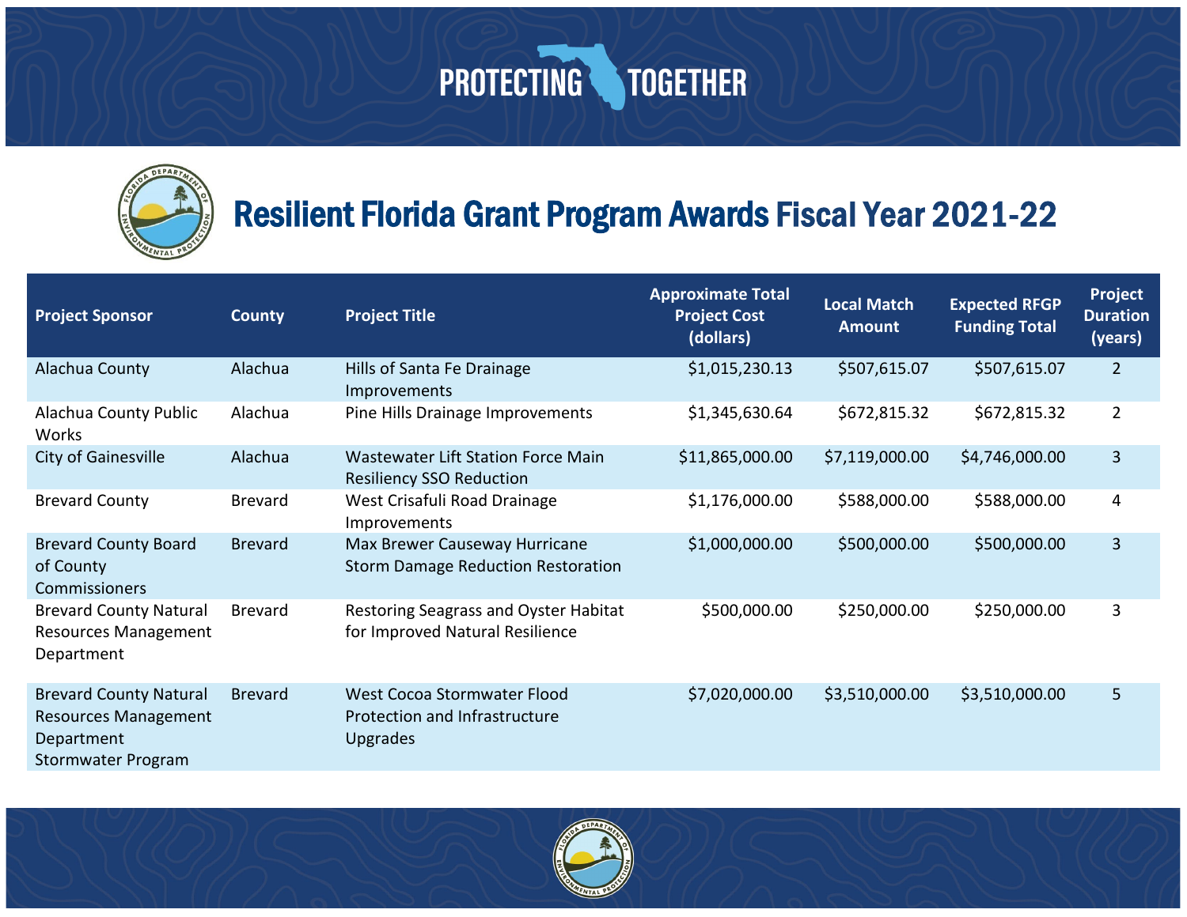PROTECTING TOGETHER

# Resilient Florida Grant Program Awards Fiscal Year 2021-22

| Project Sponsor | County | Project Title | Approximate Total Project Cost (dollars) | Local Match Amount | Expected RFGP Funding Total | Project Duration (years) |
|---|---|---|---|---|---|---|
| Alachua County | Alachua | Hills of Santa Fe Drainage Improvements | $1,015,230.13 | $507,615.07 | $507,615.07 | 2 |
| Alachua County Public Works | Alachua | Pine Hills Drainage Improvements | $1,345,630.64 | $672,815.32 | $672,815.32 | 2 |
| City of Gainesville | Alachua | Wastewater Lift Station Force Main Resiliency SSO Reduction | $11,865,000.00 | $7,119,000.00 | $4,746,000.00 | 3 |
| Brevard County | Brevard | West Crisafuli Road Drainage Improvements | $1,176,000.00 | $588,000.00 | $588,000.00 | 4 |
| Brevard County Board of County Commissioners | Brevard | Max Brewer Causeway Hurricane Storm Damage Reduction Restoration | $1,000,000.00 | $500,000.00 | $500,000.00 | 3 |
| Brevard County Natural Resources Management Department | Brevard | Restoring Seagrass and Oyster Habitat for Improved Natural Resilience | $500,000.00 | $250,000.00 | $250,000.00 | 3 |
| Brevard County Natural Resources Management Department Stormwater Program | Brevard | West Cocoa Stormwater Flood Protection and Infrastructure Upgrades | $7,020,000.00 | $3,510,000.00 | $3,510,000.00 | 5 |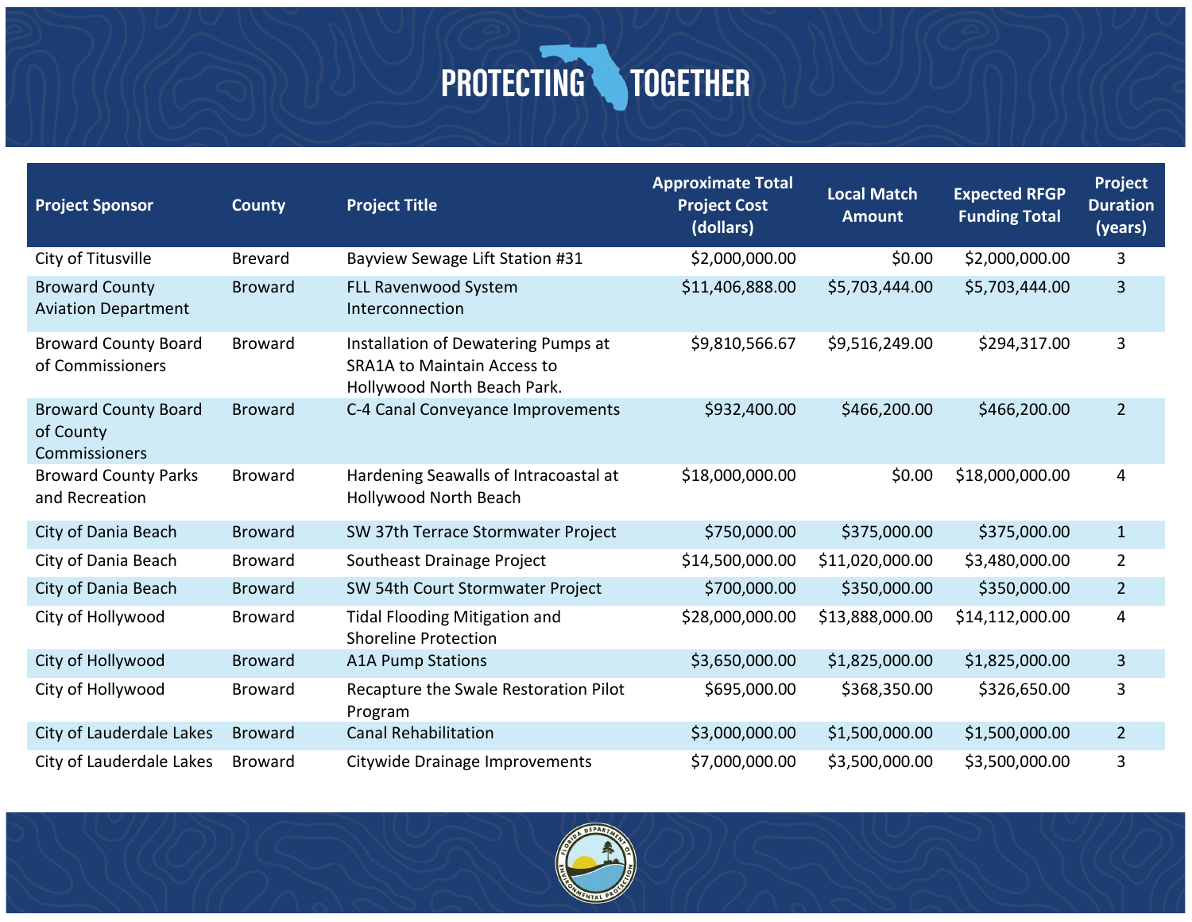# PROTECTING TOGETHER

| Project Sponsor | County | Project Title | Approximate Total Project Cost (dollars) | Local Match Amount | Expected RFGP Funding Total | Project Duration (years) |
|---|---|---|---|---|---|---|
| City of Titusville | Brevard | Bayview Sewage Lift Station #31 | $2,000,000.00 | $0.00 | $2,000,000.00 | 3 |
| Broward County Aviation Department | Broward | FLL Ravenwood System Interconnection | $11,406,888.00 | $5,703,444.00 | $5,703,444.00 | 3 |
| Broward County Board of Commissioners | Broward | Installation of Dewatering Pumps at SRA1A to Maintain Access to Hollywood North Beach Park. | $9,810,566.67 | $9,516,249.00 | $294,317.00 | 3 |
| Broward County Board of County Commissioners | Broward | C-4 Canal Conveyance Improvements | $932,400.00 | $466,200.00 | $466,200.00 | 2 |
| Broward County Parks and Recreation | Broward | Hardening Seawalls of Intracoastal at Hollywood North Beach | $18,000,000.00 | $0.00 | $18,000,000.00 | 4 |
| City of Dania Beach | Broward | SW 37th Terrace Stormwater Project | $750,000.00 | $375,000.00 | $375,000.00 | 1 |
| City of Dania Beach | Broward | Southeast Drainage Project | $14,500,000.00 | $11,020,000.00 | $3,480,000.00 | 2 |
| City of Dania Beach | Broward | SW 54th Court Stormwater Project | $700,000.00 | $350,000.00 | $350,000.00 | 2 |
| City of Hollywood | Broward | Tidal Flooding Mitigation and Shoreline Protection | $28,000,000.00 | $13,888,000.00 | $14,112,000.00 | 4 |
| City of Hollywood | Broward | A1A Pump Stations | $3,650,000.00 | $1,825,000.00 | $1,825,000.00 | 3 |
| City of Hollywood | Broward | Recapture the Swale Restoration Pilot Program | $695,000.00 | $368,350.00 | $326,650.00 | 3 |
| City of Lauderdale Lakes | Broward | Canal Rehabilitation | $3,000,000.00 | $1,500,000.00 | $1,500,000.00 | 2 |
| City of Lauderdale Lakes | Broward | Citywide Drainage Improvements | $7,000,000.00 | $3,500,000.00 | $3,500,000.00 | 3 |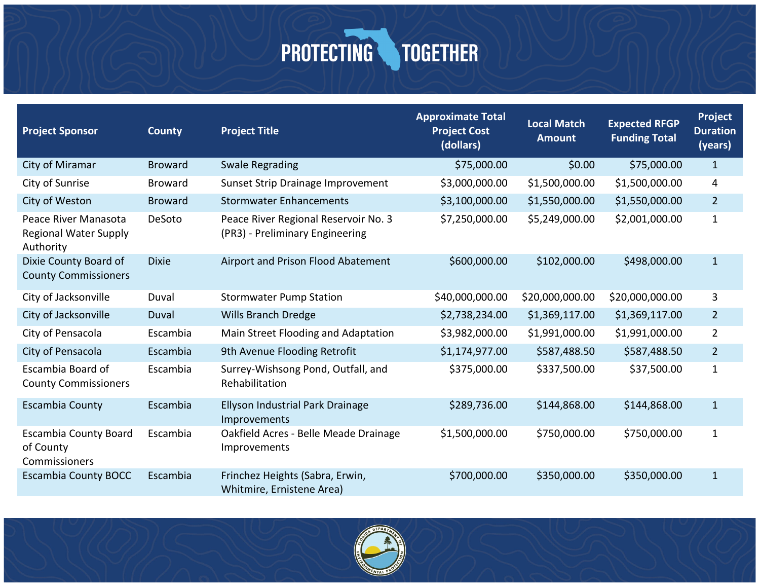| Project Sponsor | County | Project Title | Approximate Total Project Cost (dollars) | Local Match Amount | Expected RFGP Funding Total | Project Duration (years) |
|---|---|---|---|---|---|---|
| City of Miramar | Broward | Swale Regrading | $75,000.00 | $0.00 | $75,000.00 | 1 |
| City of Sunrise | Broward | Sunset Strip Drainage Improvement | $3,000,000.00 | $1,500,000.00 | $1,500,000.00 | 4 |
| City of Weston | Broward | Stormwater Enhancements | $3,100,000.00 | $1,550,000.00 | $1,550,000.00 | 2 |
| Peace River Manasota Regional Water Supply Authority | DeSoto | Peace River Regional Reservoir No. 3 (PR3) - Preliminary Engineering | $7,250,000.00 | $5,249,000.00 | $2,001,000.00 | 1 |
| Dixie County Board of County Commissioners | Dixie | Airport and Prison Flood Abatement | $600,000.00 | $102,000.00 | $498,000.00 | 1 |
| City of Jacksonville | Duval | Stormwater Pump Station | $40,000,000.00 | $20,000,000.00 | $20,000,000.00 | 3 |
| City of Jacksonville | Duval | Wills Branch Dredge | $2,738,234.00 | $1,369,117.00 | $1,369,117.00 | 2 |
| City of Pensacola | Escambia | Main Street Flooding and Adaptation | $3,982,000.00 | $1,991,000.00 | $1,991,000.00 | 2 |
| City of Pensacola | Escambia | 9th Avenue Flooding Retrofit | $1,174,977.00 | $587,488.50 | $587,488.50 | 2 |
| Escambia Board of County Commissioners | Escambia | Surrey-Wishsong Pond, Outfall, and Rehabilitation | $375,000.00 | $337,500.00 | $37,500.00 | 1 |
| Escambia County | Escambia | Ellyson Industrial Park Drainage Improvements | $289,736.00 | $144,868.00 | $144,868.00 | 1 |
| Escambia County Board of County Commissioners | Escambia | Oakfield Acres - Belle Meade Drainage Improvements | $1,500,000.00 | $750,000.00 | $750,000.00 | 1 |
| Escambia County BOCC | Escambia | Frinchez Heights (Sabra, Erwin, Whitmire, Ernistene Area) | $700,000.00 | $350,000.00 | $350,000.00 | 1 |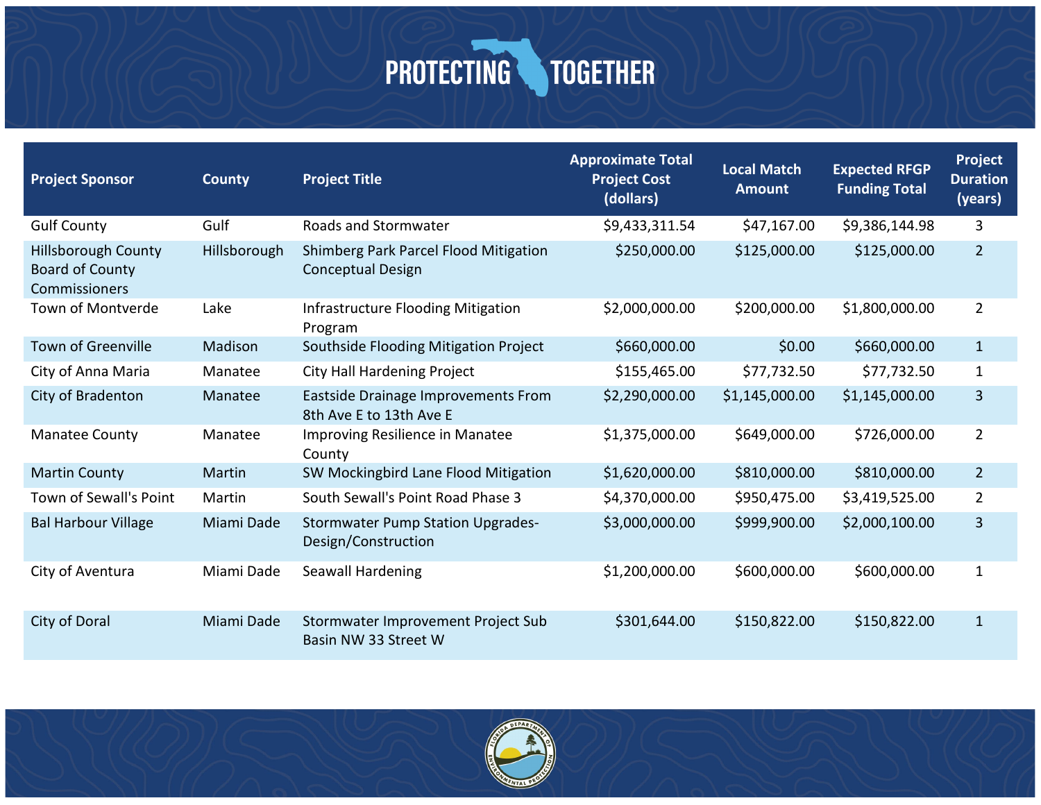| Project Sponsor | County | Project Title | Approximate Total Project Cost (dollars) | Local Match Amount | Expected RFGP Funding Total | Project Duration (years) |
|---|---|---|---|---|---|---|
| Gulf County | Gulf | Roads and Stormwater | $9,433,311.54 | $47,167.00 | $9,386,144.98 | 3 |
| Hillsborough County Board of County Commissioners | Hillsborough | Shimberg Park Parcel Flood Mitigation Conceptual Design | $250,000.00 | $125,000.00 | $125,000.00 | 2 |
| Town of Montverde | Lake | Infrastructure Flooding Mitigation Program | $2,000,000.00 | $200,000.00 | $1,800,000.00 | 2 |
| Town of Greenville | Madison | Southside Flooding Mitigation Project | $660,000.00 | $0.00 | $660,000.00 | 1 |
| City of Anna Maria | Manatee | City Hall Hardening Project | $155,465.00 | $77,732.50 | $77,732.50 | 1 |
| City of Bradenton | Manatee | Eastside Drainage Improvements From 8th Ave E to 13th Ave E | $2,290,000.00 | $1,145,000.00 | $1,145,000.00 | 3 |
| Manatee County | Manatee | Improving Resilience in Manatee County | $1,375,000.00 | $649,000.00 | $726,000.00 | 2 |
| Martin County | Martin | SW Mockingbird Lane Flood Mitigation | $1,620,000.00 | $810,000.00 | $810,000.00 | 2 |
| Town of Sewall's Point | Martin | South Sewall's Point Road Phase 3 | $4,370,000.00 | $950,475.00 | $3,419,525.00 | 2 |
| Bal Harbour Village | Miami Dade | Stormwater Pump Station Upgrades-Design/Construction | $3,000,000.00 | $999,900.00 | $2,000,100.00 | 3 |
| City of Aventura | Miami Dade | Seawall Hardening | $1,200,000.00 | $600,000.00 | $600,000.00 | 1 |
| City of Doral | Miami Dade | Stormwater Improvement Project Sub Basin NW 33 Street W | $301,644.00 | $150,822.00 | $150,822.00 | 1 |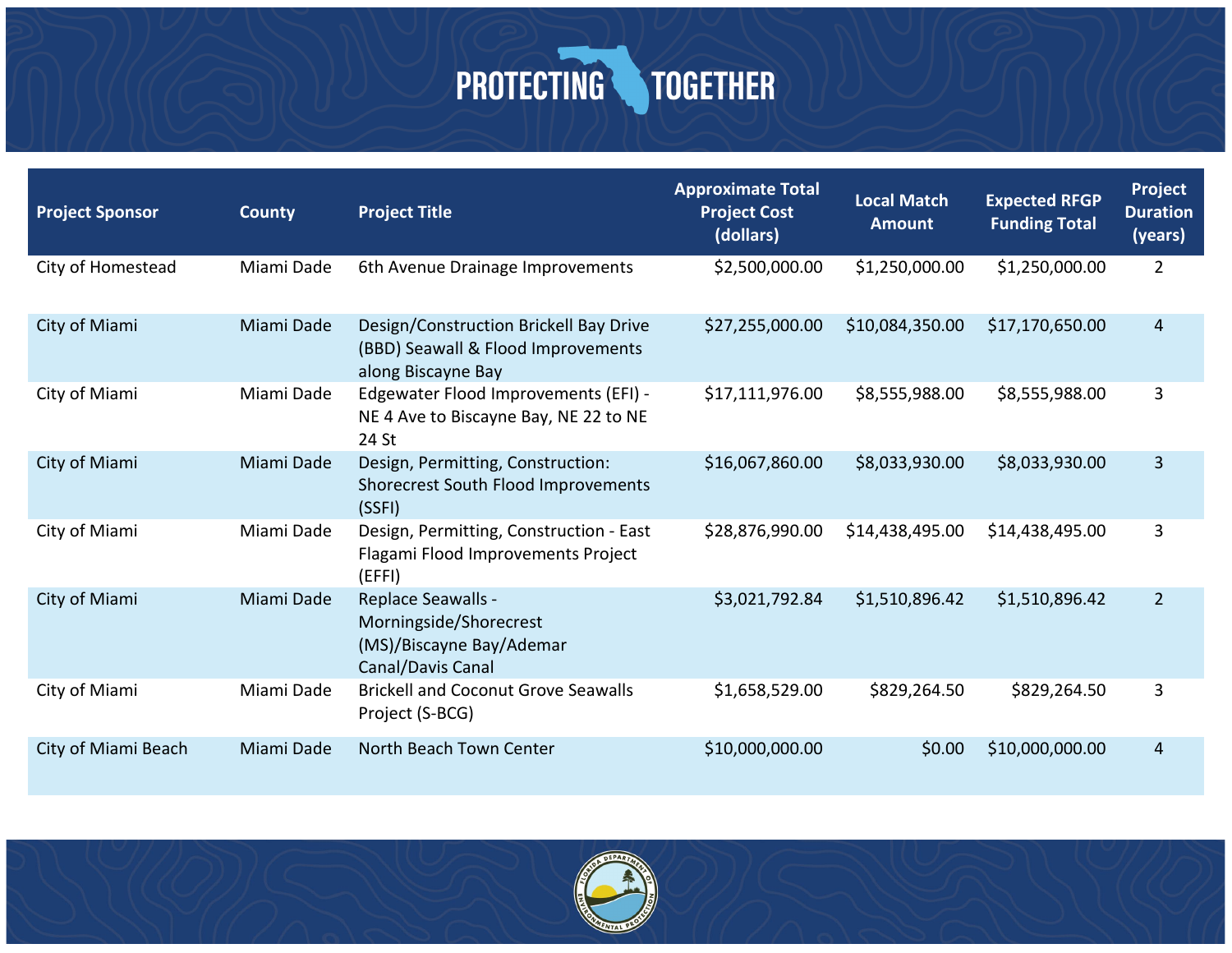| Project Sponsor | County | Project Title | Approximate Total Project Cost (dollars) | Local Match Amount | Expected RFGP Funding Total | Project Duration (years) |
|---|---|---|---|---|---|---|
| City of Homestead | Miami Dade | 6th Avenue Drainage Improvements | $2,500,000.00 | $1,250,000.00 | $1,250,000.00 | 2 |
| City of Miami | Miami Dade | Design/Construction Brickell Bay Drive (BBD) Seawall & Flood Improvements along Biscayne Bay | $27,255,000.00 | $10,084,350.00 | $17,170,650.00 | 4 |
| City of Miami | Miami Dade | Edgewater Flood Improvements (EFI) - NE 4 Ave to Biscayne Bay, NE 22 to NE 24 St | $17,111,976.00 | $8,555,988.00 | $8,555,988.00 | 3 |
| City of Miami | Miami Dade | Design, Permitting, Construction: Shorecrest South Flood Improvements (SSFI) | $16,067,860.00 | $8,033,930.00 | $8,033,930.00 | 3 |
| City of Miami | Miami Dade | Design, Permitting, Construction - East Flagami Flood Improvements Project (EFFI) | $28,876,990.00 | $14,438,495.00 | $14,438,495.00 | 3 |
| City of Miami | Miami Dade | Replace Seawalls - Morningside/Shorecrest (MS)/Biscayne Bay/Ademar Canal/Davis Canal | $3,021,792.84 | $1,510,896.42 | $1,510,896.42 | 2 |
| City of Miami | Miami Dade | Brickell and Coconut Grove Seawalls Project (S-BCG) | $1,658,529.00 | $829,264.50 | $829,264.50 | 3 |
| City of Miami Beach | Miami Dade | North Beach Town Center | $10,000,000.00 | $0.00 | $10,000,000.00 | 4 |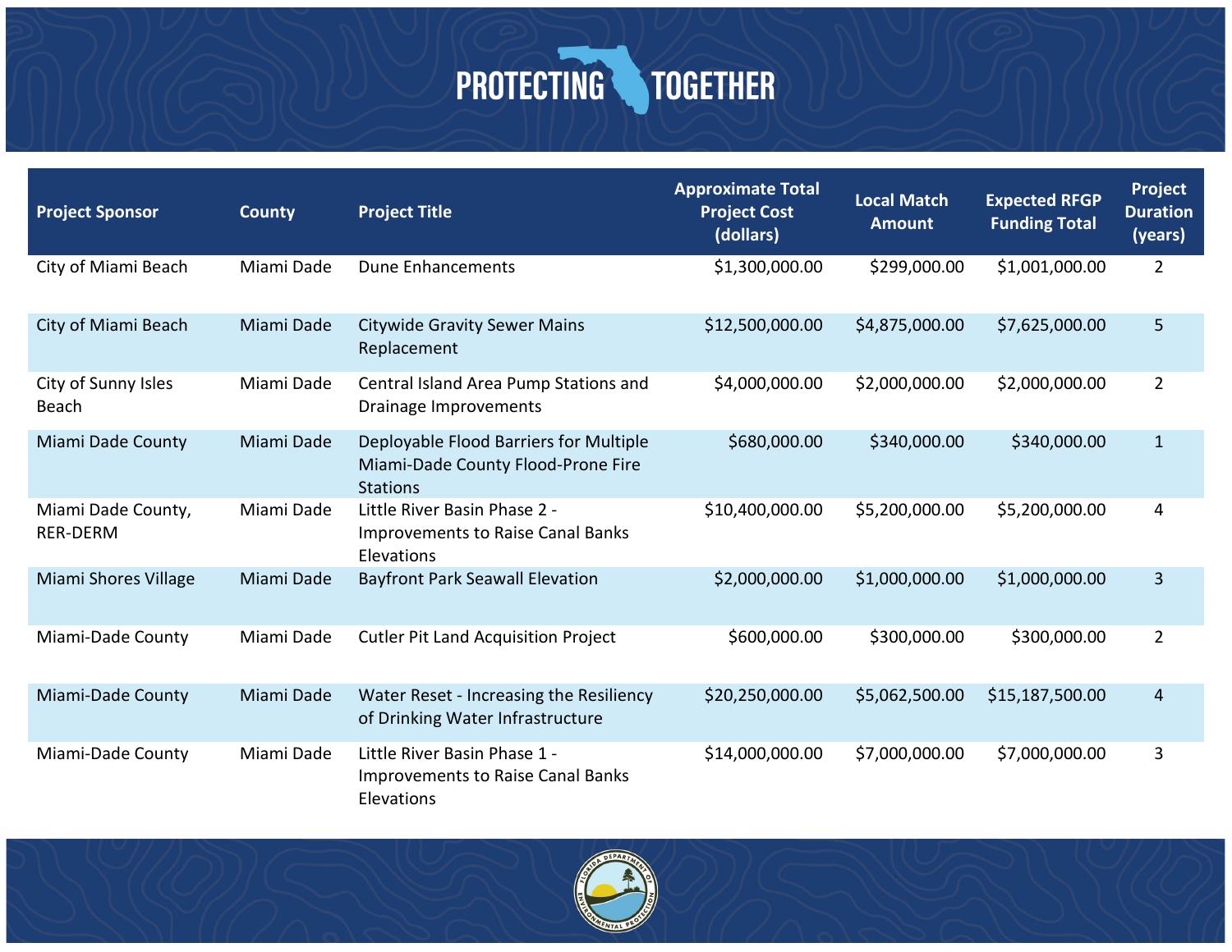| Project Sponsor | County | Project Title | Approximate Total Project Cost (dollars) | Local Match Amount | Expected RFGP Funding Total | Project Duration (years) |
|---|---|---|---|---|---|---|
| City of Miami Beach | Miami Dade | Dune Enhancements | $1,300,000.00 | $299,000.00 | $1,001,000.00 | 2 |
| City of Miami Beach | Miami Dade | Citywide Gravity Sewer Mains Replacement | $12,500,000.00 | $4,875,000.00 | $7,625,000.00 | 5 |
| City of Sunny Isles Beach | Miami Dade | Central Island Area Pump Stations and Drainage Improvements | $4,000,000.00 | $2,000,000.00 | $2,000,000.00 | 2 |
| Miami Dade County | Miami Dade | Deployable Flood Barriers for Multiple Miami-Dade County Flood-Prone Fire Stations | $680,000.00 | $340,000.00 | $340,000.00 | 1 |
| Miami Dade County, RER-DERM | Miami Dade | Little River Basin Phase 2 - Improvements to Raise Canal Banks Elevations | $10,400,000.00 | $5,200,000.00 | $5,200,000.00 | 4 |
| Miami Shores Village | Miami Dade | Bayfront Park Seawall Elevation | $2,000,000.00 | $1,000,000.00 | $1,000,000.00 | 3 |
| Miami-Dade County | Miami Dade | Cutler Pit Land Acquisition Project | $600,000.00 | $300,000.00 | $300,000.00 | 2 |
| Miami-Dade County | Miami Dade | Water Reset - Increasing the Resiliency of Drinking Water Infrastructure | $20,250,000.00 | $5,062,500.00 | $15,187,500.00 | 4 |
| Miami-Dade County | Miami Dade | Little River Basin Phase 1 - Improvements to Raise Canal Banks Elevations | $14,000,000.00 | $7,000,000.00 | $7,000,000.00 | 3 |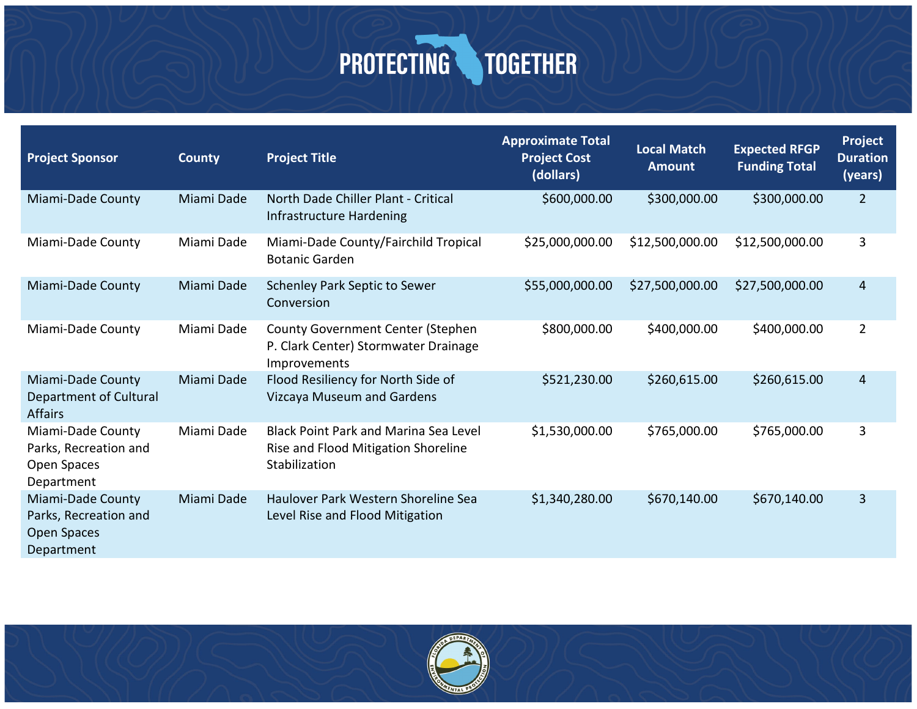| Project Sponsor | County | Project Title | Approximate Total Project Cost (dollars) | Local Match Amount | Expected RFGP Funding Total | Project Duration (years) |
|---|---|---|---|---|---|---|
| Miami-Dade County | Miami Dade | North Dade Chiller Plant - Critical Infrastructure Hardening | $600,000.00 | $300,000.00 | $300,000.00 | 2 |
| Miami-Dade County | Miami Dade | Miami-Dade County/Fairchild Tropical Botanic Garden | $25,000,000.00 | $12,500,000.00 | $12,500,000.00 | 3 |
| Miami-Dade County | Miami Dade | Schenley Park Septic to Sewer Conversion | $55,000,000.00 | $27,500,000.00 | $27,500,000.00 | 4 |
| Miami-Dade County | Miami Dade | County Government Center (Stephen P. Clark Center) Stormwater Drainage Improvements | $800,000.00 | $400,000.00 | $400,000.00 | 2 |
| Miami-Dade County Department of Cultural Affairs | Miami Dade | Flood Resiliency for North Side of Vizcaya Museum and Gardens | $521,230.00 | $260,615.00 | $260,615.00 | 4 |
| Miami-Dade County Parks, Recreation and Open Spaces Department | Miami Dade | Black Point Park and Marina Sea Level Rise and Flood Mitigation Shoreline Stabilization | $1,530,000.00 | $765,000.00 | $765,000.00 | 3 |
| Miami-Dade County Parks, Recreation and Open Spaces Department | Miami Dade | Haulover Park Western Shoreline Sea Level Rise and Flood Mitigation | $1,340,280.00 | $670,140.00 | $670,140.00 | 3 |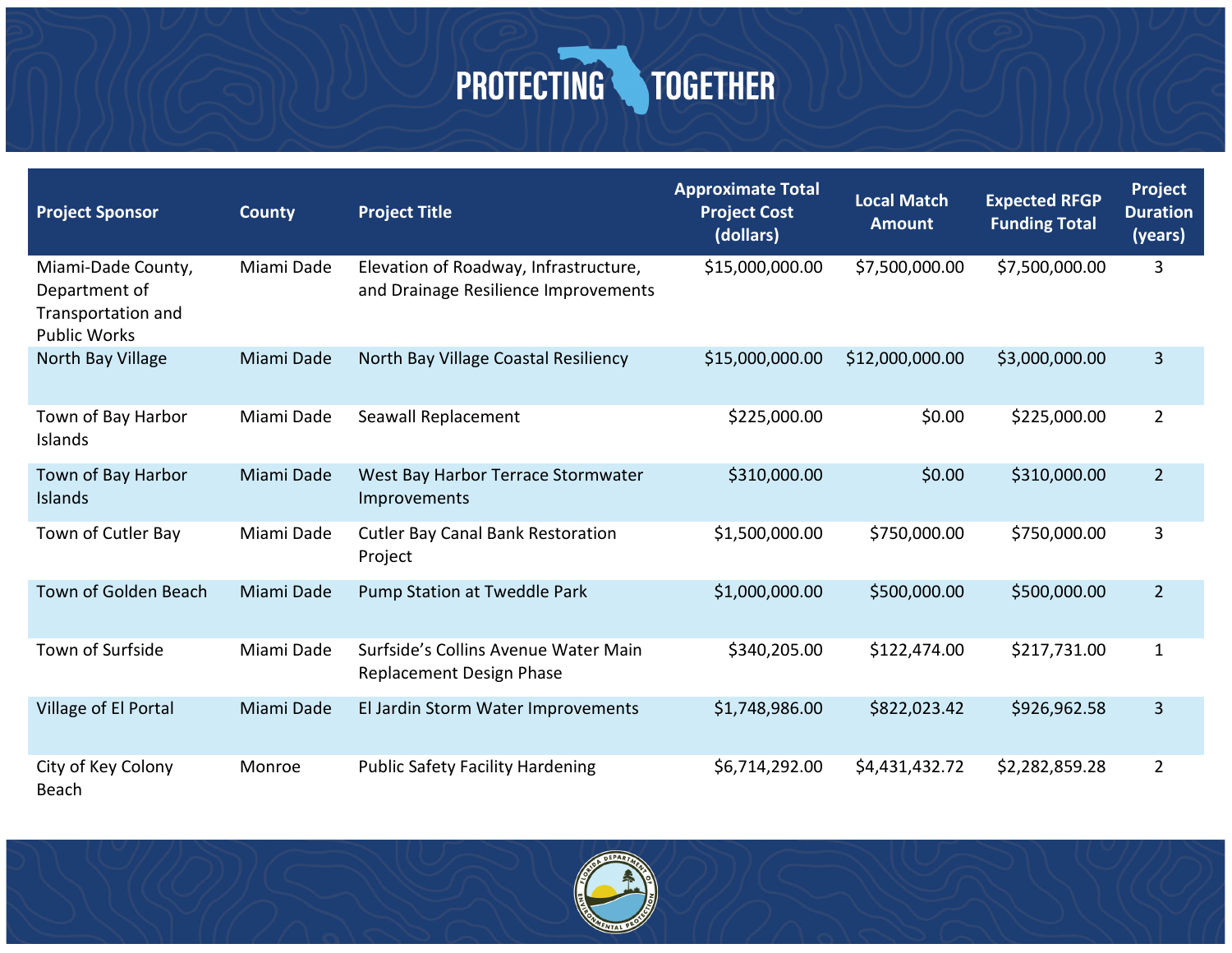| Project Sponsor | County | Project Title | Approximate Total Project Cost (dollars) | Local Match Amount | Expected RFGP Funding Total | Project Duration (years) |
|---|---|---|---|---|---|---|
| Miami-Dade County, Department of Transportation and Public Works | Miami Dade | Elevation of Roadway, Infrastructure, and Drainage Resilience Improvements | $15,000,000.00 | $7,500,000.00 | $7,500,000.00 | 3 |
| North Bay Village | Miami Dade | North Bay Village Coastal Resiliency | $15,000,000.00 | $12,000,000.00 | $3,000,000.00 | 3 |
| Town of Bay Harbor Islands | Miami Dade | Seawall Replacement | $225,000.00 | $0.00 | $225,000.00 | 2 |
| Town of Bay Harbor Islands | Miami Dade | West Bay Harbor Terrace Stormwater Improvements | $310,000.00 | $0.00 | $310,000.00 | 2 |
| Town of Cutler Bay | Miami Dade | Cutler Bay Canal Bank Restoration Project | $1,500,000.00 | $750,000.00 | $750,000.00 | 3 |
| Town of Golden Beach | Miami Dade | Pump Station at Tweddle Park | $1,000,000.00 | $500,000.00 | $500,000.00 | 2 |
| Town of Surfside | Miami Dade | Surfside's Collins Avenue Water Main Replacement Design Phase | $340,205.00 | $122,474.00 | $217,731.00 | 1 |
| Village of El Portal | Miami Dade | El Jardin Storm Water Improvements | $1,748,986.00 | $822,023.42 | $926,962.58 | 3 |
| City of Key Colony Beach | Monroe | Public Safety Facility Hardening | $6,714,292.00 | $4,431,432.72 | $2,282,859.28 | 2 |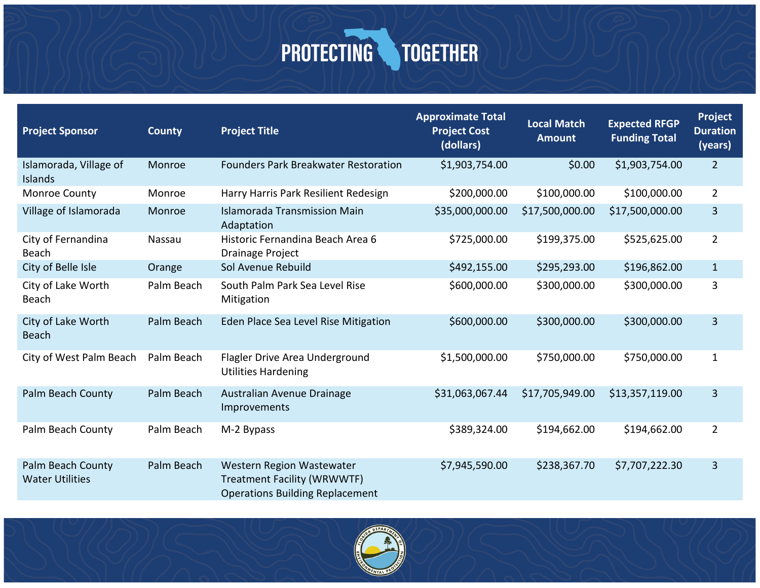| Project Sponsor | County | Project Title | Approximate Total Project Cost (dollars) | Local Match Amount | Expected RFGP Funding Total | Project Duration (years) |
|---|---|---|---|---|---|---|
| Islamorada, Village of Islands | Monroe | Founders Park Breakwater Restoration | $1,903,754.00 | $0.00 | $1,903,754.00 | 2 |
| Monroe County | Monroe | Harry Harris Park Resilient Redesign | $200,000.00 | $100,000.00 | $100,000.00 | 2 |
| Village of Islamorada | Monroe | Islamorada Transmission Main Adaptation | $35,000,000.00 | $17,500,000.00 | $17,500,000.00 | 3 |
| City of Fernandina Beach | Nassau | Historic Fernandina Beach Area 6 Drainage Project | $725,000.00 | $199,375.00 | $525,625.00 | 2 |
| City of Belle Isle | Orange | Sol Avenue Rebuild | $492,155.00 | $295,293.00 | $196,862.00 | 1 |
| City of Lake Worth Beach | Palm Beach | South Palm Park Sea Level Rise Mitigation | $600,000.00 | $300,000.00 | $300,000.00 | 3 |
| City of Lake Worth Beach | Palm Beach | Eden Place Sea Level Rise Mitigation | $600,000.00 | $300,000.00 | $300,000.00 | 3 |
| City of West Palm Beach | Palm Beach | Flagler Drive Area Underground Utilities Hardening | $1,500,000.00 | $750,000.00 | $750,000.00 | 1 |
| Palm Beach County | Palm Beach | Australian Avenue Drainage Improvements | $31,063,067.44 | $17,705,949.00 | $13,357,119.00 | 3 |
| Palm Beach County | Palm Beach | M-2 Bypass | $389,324.00 | $194,662.00 | $194,662.00 | 2 |
| Palm Beach County Water Utilities | Palm Beach | Western Region Wastewater Treatment Facility (WRWWTF) Operations Building Replacement | $7,945,590.00 | $238,367.70 | $7,707,222.30 | 3 |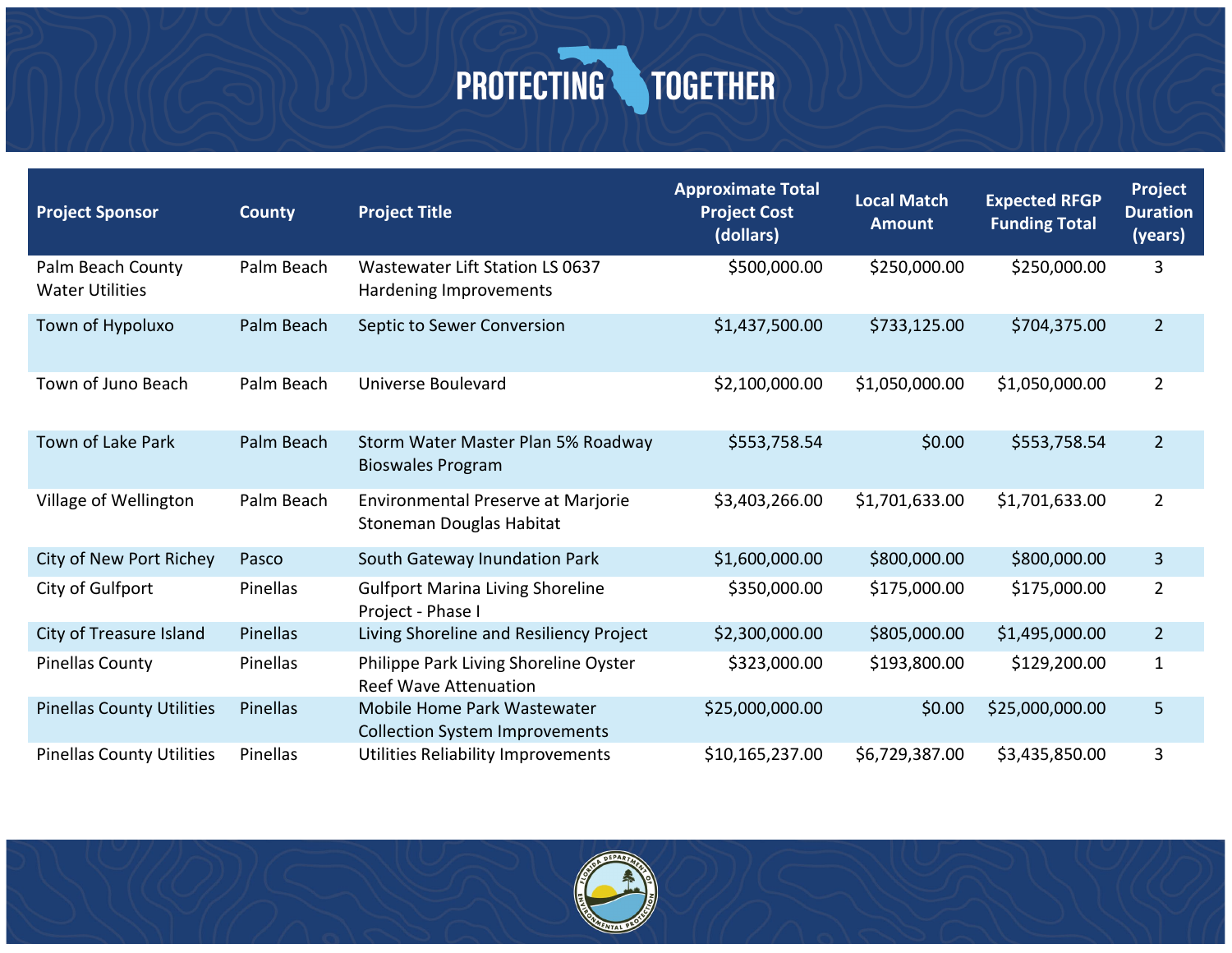# PROTECTING TOGETHER

| Project Sponsor | County | Project Title | Approximate Total Project Cost (dollars) | Local Match Amount | Expected RFGP Funding Total | Project Duration (years) |
|---|---|---|---|---|---|---|
| Palm Beach County Water Utilities | Palm Beach | Wastewater Lift Station LS 0637 Hardening Improvements | $500,000.00 | $250,000.00 | $250,000.00 | 3 |
| Town of Hypoluxo | Palm Beach | Septic to Sewer Conversion | $1,437,500.00 | $733,125.00 | $704,375.00 | 2 |
| Town of Juno Beach | Palm Beach | Universe Boulevard | $2,100,000.00 | $1,050,000.00 | $1,050,000.00 | 2 |
| Town of Lake Park | Palm Beach | Storm Water Master Plan 5% Roadway Bioswales Program | $553,758.54 | $0.00 | $553,758.54 | 2 |
| Village of Wellington | Palm Beach | Environmental Preserve at Marjorie Stoneman Douglas Habitat | $3,403,266.00 | $1,701,633.00 | $1,701,633.00 | 2 |
| City of New Port Richey | Pasco | South Gateway Inundation Park | $1,600,000.00 | $800,000.00 | $800,000.00 | 3 |
| City of Gulfport | Pinellas | Gulfport Marina Living Shoreline Project - Phase I | $350,000.00 | $175,000.00 | $175,000.00 | 2 |
| City of Treasure Island | Pinellas | Living Shoreline and Resiliency Project | $2,300,000.00 | $805,000.00 | $1,495,000.00 | 2 |
| Pinellas County | Pinellas | Philippe Park Living Shoreline Oyster Reef Wave Attenuation | $323,000.00 | $193,800.00 | $129,200.00 | 1 |
| Pinellas County Utilities | Pinellas | Mobile Home Park Wastewater Collection System Improvements | $25,000,000.00 | $0.00 | $25,000,000.00 | 5 |
| Pinellas County Utilities | Pinellas | Utilities Reliability Improvements | $10,165,237.00 | $6,729,387.00 | $3,435,850.00 | 3 |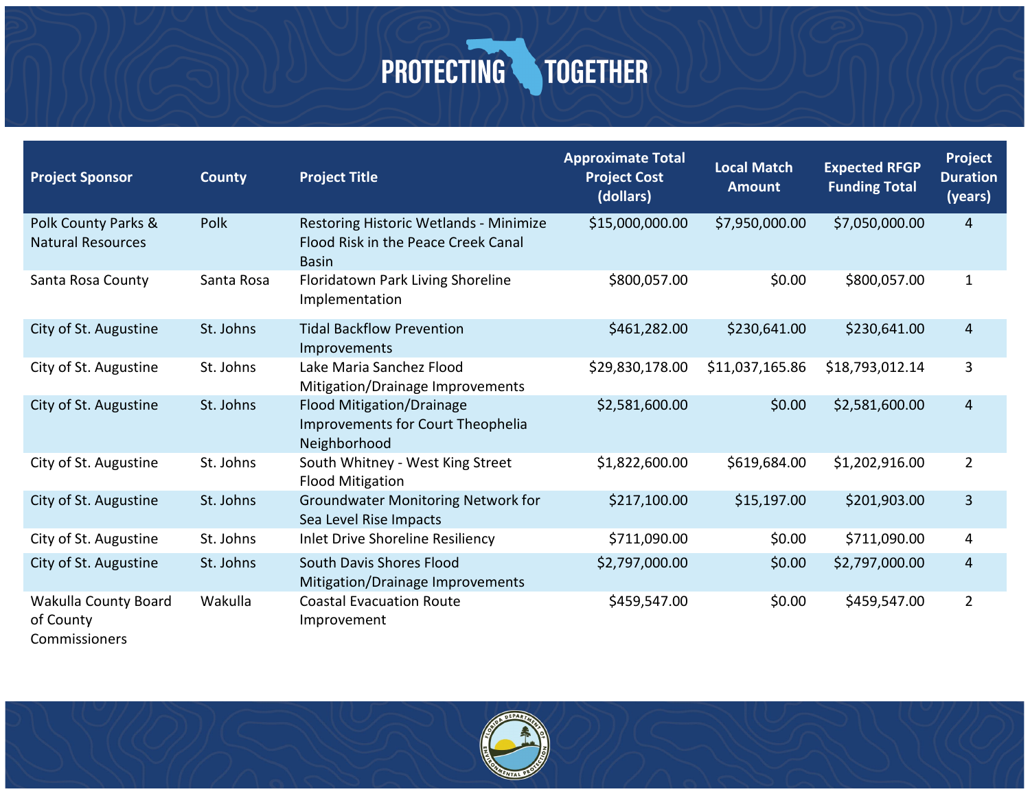| Project Sponsor | County | Project Title | Approximate Total Project Cost (dollars) | Local Match Amount | Expected RFGP Funding Total | Project Duration (years) |
|---|---|---|---|---|---|---|
| Polk County Parks & Natural Resources | Polk | Restoring Historic Wetlands - Minimize Flood Risk in the Peace Creek Canal Basin | $15,000,000.00 | $7,950,000.00 | $7,050,000.00 | 4 |
| Santa Rosa County | Santa Rosa | Floridatown Park Living Shoreline Implementation | $800,057.00 | $0.00 | $800,057.00 | 1 |
| City of St. Augustine | St. Johns | Tidal Backflow Prevention Improvements | $461,282.00 | $230,641.00 | $230,641.00 | 4 |
| City of St. Augustine | St. Johns | Lake Maria Sanchez Flood Mitigation/Drainage Improvements | $29,830,178.00 | $11,037,165.86 | $18,793,012.14 | 3 |
| City of St. Augustine | St. Johns | Flood Mitigation/Drainage Improvements for Court Theophelia Neighborhood | $2,581,600.00 | $0.00 | $2,581,600.00 | 4 |
| City of St. Augustine | St. Johns | South Whitney - West King Street Flood Mitigation | $1,822,600.00 | $619,684.00 | $1,202,916.00 | 2 |
| City of St. Augustine | St. Johns | Groundwater Monitoring Network for Sea Level Rise Impacts | $217,100.00 | $15,197.00 | $201,903.00 | 3 |
| City of St. Augustine | St. Johns | Inlet Drive Shoreline Resiliency | $711,090.00 | $0.00 | $711,090.00 | 4 |
| City of St. Augustine | St. Johns | South Davis Shores Flood Mitigation/Drainage Improvements | $2,797,000.00 | $0.00 | $2,797,000.00 | 4 |
| Wakulla County Board of County Commissioners | Wakulla | Coastal Evacuation Route Improvement | $459,547.00 | $0.00 | $459,547.00 | 2 |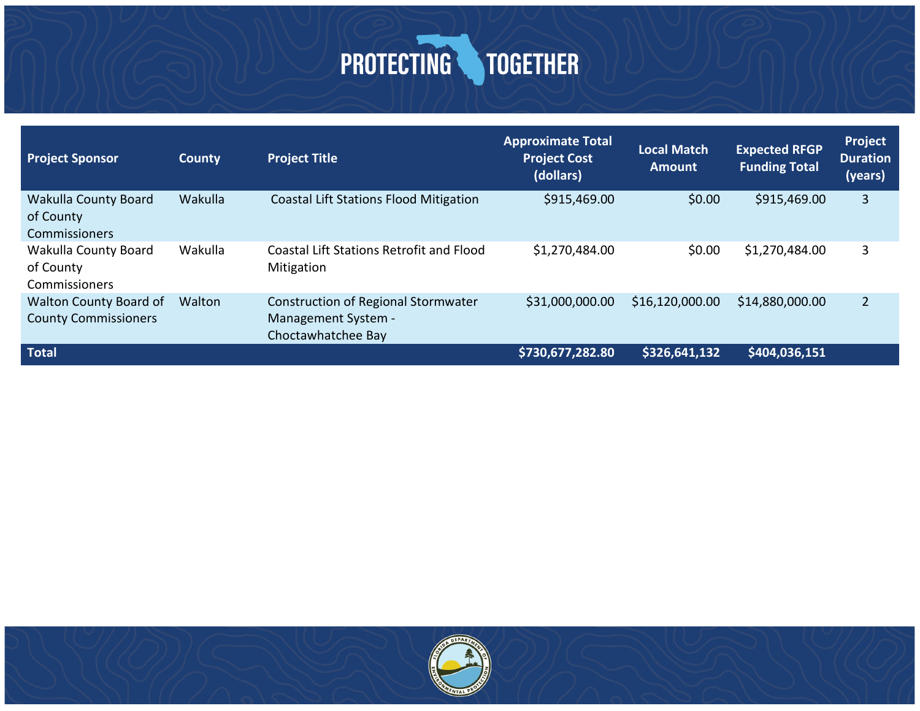# PROTECTING TOGETHER

| Project Sponsor | County | Project Title | Approximate Total Project Cost (dollars) | Local Match Amount | Expected RFGP Funding Total | Project Duration (years) |
|---|---|---|---|---|---|---|
| Wakulla County Board of County Commissioners | Wakulla | Coastal Lift Stations Flood Mitigation | $915,469.00 | $0.00 | $915,469.00 | 3 |
| Wakulla County Board of County Commissioners | Wakulla | Coastal Lift Stations Retrofit and Flood Mitigation | $1,270,484.00 | $0.00 | $1,270,484.00 | 3 |
| Walton County Board of County Commissioners | Walton | Construction of Regional Stormwater Management System - Choctawhatchee Bay | $31,000,000.00 | $16,120,000.00 | $14,880,000.00 | 2 |
| **Total** | | | **$730,677,282.80** | **$326,641,132** | **$404,036,151** | |